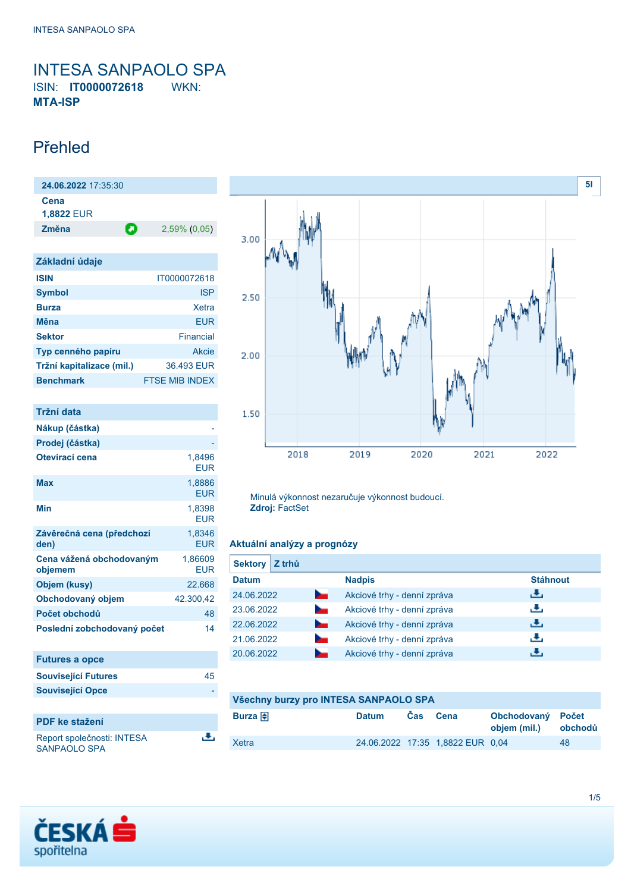# INTESA SANPAOLO SPA

ISIN: **IT0000072618** WKN:
**MTA-ISP**

## Přehled

**24.06.2022** 17:35:30

**Cena**
**1,8822** EUR

**Změna** 2,59% (0,05)

| Základní údaje | |
|---|---|
| ISIN | IT0000072618 |
| Symbol | ISP |
| Burza | Xetra |
| Měna | EUR |
| Sektor | Financial |
| Typ cenného papíru | Akcie |
| Tržní kapitalizace (mil.) | 36.493 EUR |
| Benchmark | FTSE MIB INDEX |

| Tržní data | |
|---|---|
| Nákup (částka) | - |
| Prodej (částka) | - |
| Otevírací cena | 1,8496 EUR |
| Max | 1,8886 EUR |
| Min | 1,8398 EUR |
| Závěrečná cena (předchozí den) | 1,8346 EUR |
| Cena vážená obchodovaným objemem | 1,86609 EUR |
| Objem (kusy) | 22.668 |
| Obchodovaný objem | 42.300,42 |
| Počet obchodů | 48 |
| Poslední zobchodovaný počet | 14 |

| Futures a opce | |
|---|---|
| Související Futures | 45 |
| Související Opce | - |

**PDF ke stažení**

Report společnosti: INTESA SANPAOLO SPA

Minulá výkonnost nezaručuje výkonnost budoucí.
**Zdroj:** FactSet

### Aktuální analýzy a prognózy

Sektory | Z trhů

| Datum | Nadpis | Stáhnout |
|---|---|---|
| 24.06.2022 | Akciové trhy - denní zpráva | |
| 23.06.2022 | Akciové trhy - denní zpráva | |
| 22.06.2022 | Akciové trhy - denní zpráva | |
| 21.06.2022 | Akciové trhy - denní zpráva | |
| 20.06.2022 | Akciové trhy - denní zpráva | |

### Všechny burzy pro INTESA SANPAOLO SPA

| Burza | Datum | Čas | Cena | Obchodovaný objem (mil.) | Počet obchodů |
|---|---|---|---|---|---|
| Xetra | 24.06.2022 | 17:35 | 1,8822 EUR | 0,04 | 48 |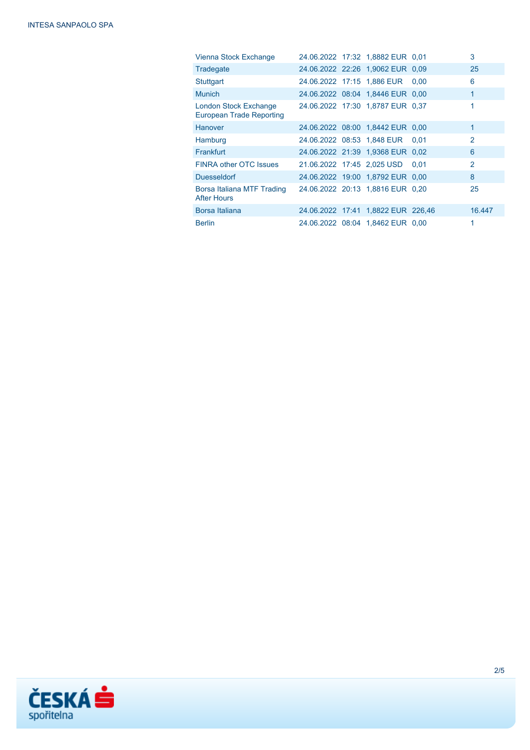| | | | | | |
|---|---|---|---|---|---|
| Vienna Stock Exchange | 24.06.2022 | 17:32 | 1,8882 EUR | 0,01 | 3 |
| Tradegate | 24.06.2022 | 22:26 | 1,9062 EUR | 0,09 | 25 |
| Stuttgart | 24.06.2022 | 17:15 | 1,886 EUR | 0,00 | 6 |
| Munich | 24.06.2022 | 08:04 | 1,8446 EUR | 0,00 | 1 |
| London Stock Exchange European Trade Reporting | 24.06.2022 | 17:30 | 1,8787 EUR | 0,37 | 1 |
| Hanover | 24.06.2022 | 08:00 | 1,8442 EUR | 0,00 | 1 |
| Hamburg | 24.06.2022 | 08:53 | 1,848 EUR | 0,01 | 2 |
| Frankfurt | 24.06.2022 | 21:39 | 1,9368 EUR | 0,02 | 6 |
| FINRA other OTC Issues | 21.06.2022 | 17:45 | 2,025 USD | 0,01 | 2 |
| Duesseldorf | 24.06.2022 | 19:00 | 1,8792 EUR | 0,00 | 8 |
| Borsa Italiana MTF Trading After Hours | 24.06.2022 | 20:13 | 1,8816 EUR | 0,20 | 25 |
| Borsa Italiana | 24.06.2022 | 17:41 | 1,8822 EUR | 226,46 | 16.447 |
| Berlin | 24.06.2022 | 08:04 | 1,8462 EUR | 0,00 | 1 |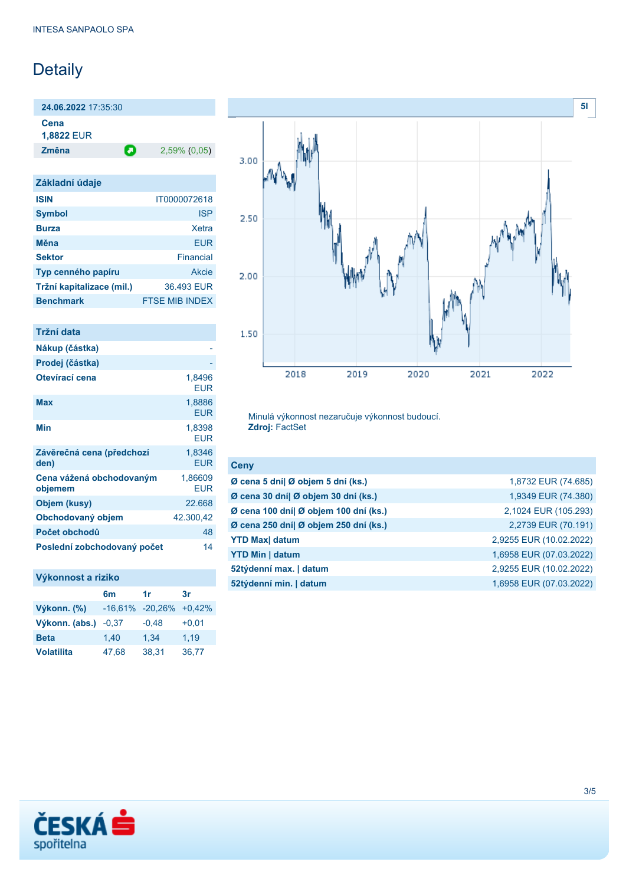# Detaily

| 24.06.2022 17:35:30 | |
|---|---|
| **Cena** | |
| **1,8822** EUR | |
| **Změna** | 2,59% (0,05) |

| Základní údaje | |
|---|---|
| **ISIN** | IT0000072618 |
| **Symbol** | ISP |
| **Burza** | Xetra |
| **Měna** | EUR |
| **Sektor** | Financial |
| **Typ cenného papíru** | Akcie |
| **Tržní kapitalizace (mil.)** | 36.493 EUR |
| **Benchmark** | FTSE MIB INDEX |

| Tržní data | |
|---|---|
| **Nákup (částka)** | - |
| **Prodej (částka)** | - |
| **Otevírací cena** | 1,8496 EUR |
| **Max** | 1,8886 EUR |
| **Min** | 1,8398 EUR |
| **Závěrečná cena (předchozí den)** | 1,8346 EUR |
| **Cena vážená obchodovaným objemem** | 1,86609 EUR |
| **Objem (kusy)** | 22.668 |
| **Obchodovaný objem** | 42.300,42 |
| **Počet obchodů** | 48 |
| **Poslední zobchodovaný počet** | 14 |

| Výkonnost a riziko | 6m | 1r | 3r |
|---|---|---|---|
| **Výkonn. (%)** | -16,61% | -20,26% | +0,42% |
| **Výkonn. (abs.)** | -0,37 | -0,48 | +0,01 |
| **Beta** | 1,40 | 1,34 | 1,19 |
| **Volatilita** | 47,68 | 38,31 | 36,77 |

Minulá výkonnost nezaručuje výkonnost budoucí.
**Zdroj:** FactSet

| Ceny | |
|---|---|
| **Ø cena 5 dní\| Ø objem 5 dní (ks.)** | 1,8732 EUR (74.685) |
| **Ø cena 30 dní\| Ø objem 30 dní (ks.)** | 1,9349 EUR (74.380) |
| **Ø cena 100 dní\| Ø objem 100 dní (ks.)** | 2,1024 EUR (105.293) |
| **Ø cena 250 dní\| Ø objem 250 dní (ks.)** | 2,2739 EUR (70.191) |
| **YTD Max\| datum** | 2,9255 EUR (10.02.2022) |
| **YTD Min \| datum** | 1,6958 EUR (07.03.2022) |
| **52týdenní max. \| datum** | 2,9255 EUR (10.02.2022) |
| **52týdenní min. \| datum** | 1,6958 EUR (07.03.2022) |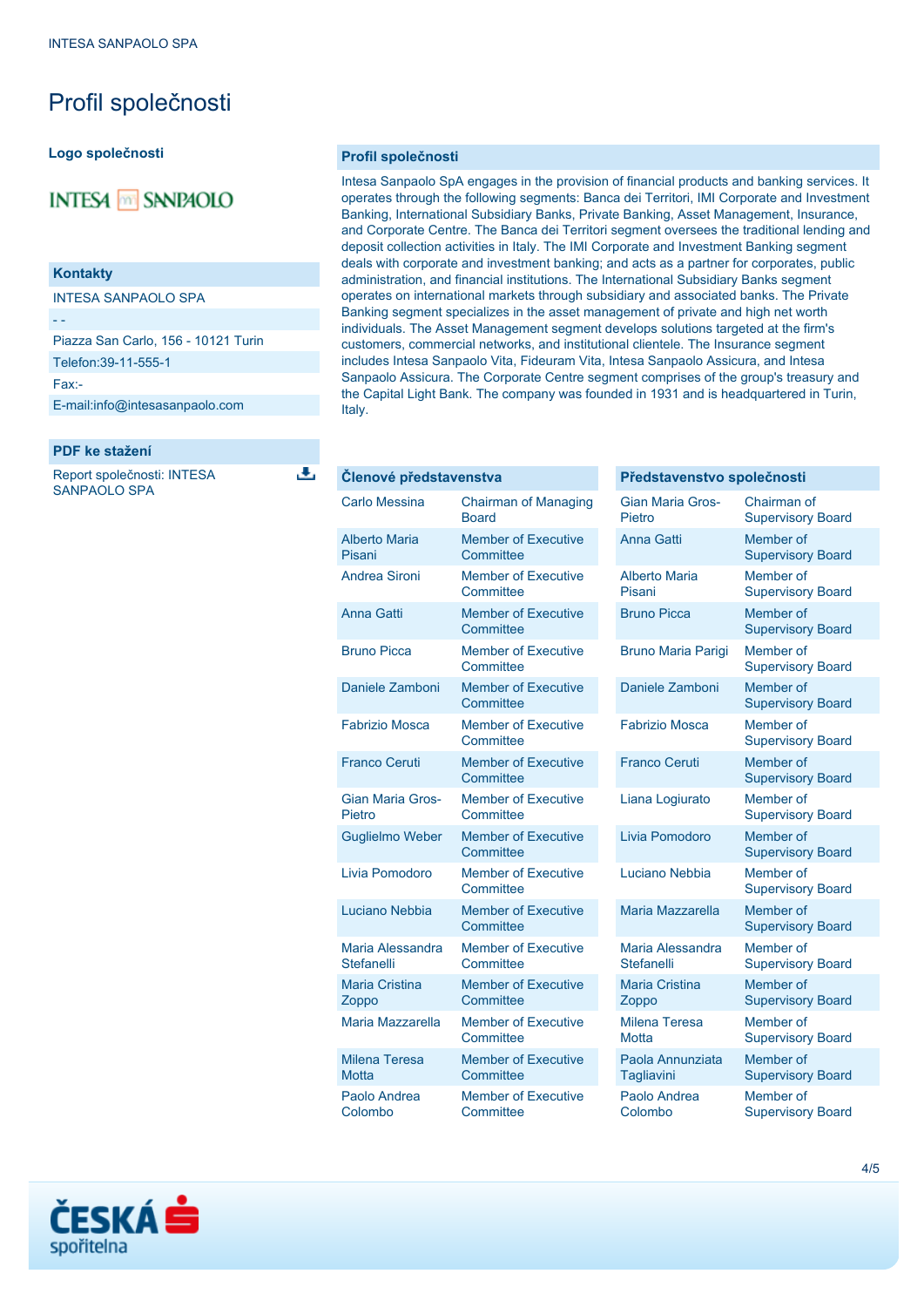# Profil společnosti

### Logo společnosti

### Kontakty

INTESA SANPAOLO SPA

- -

Piazza San Carlo, 156 - 10121 Turin

Telefon:39-11-555-1

Fax:-

E-mail:info@intesasanpaolo.com

### PDF ke stažení

Report společnosti: INTESA SANPAOLO SPA

### Profil společnosti

Intesa Sanpaolo SpA engages in the provision of financial products and banking services. It operates through the following segments: Banca dei Territori, IMI Corporate and Investment Banking, International Subsidiary Banks, Private Banking, Asset Management, Insurance, and Corporate Centre. The Banca dei Territori segment oversees the traditional lending and deposit collection activities in Italy. The IMI Corporate and Investment Banking segment deals with corporate and investment banking; and acts as a partner for corporates, public administration, and financial institutions. The International Subsidiary Banks segment operates on international markets through subsidiary and associated banks. The Private Banking segment specializes in the asset management of private and high net worth individuals. The Asset Management segment develops solutions targeted at the firm's customers, commercial networks, and institutional clientele. The Insurance segment includes Intesa Sanpaolo Vita, Fideuram Vita, Intesa Sanpaolo Assicura, and Intesa Sanpaolo Assicura. The Corporate Centre segment comprises of the group's treasury and the Capital Light Bank. The company was founded in 1931 and is headquartered in Turin, Italy.

### Členové představenstva

| | |
|---|---|
| Carlo Messina | Chairman of Managing Board |
| Alberto Maria Pisani | Member of Executive Committee |
| Andrea Sironi | Member of Executive Committee |
| Anna Gatti | Member of Executive Committee |
| Bruno Picca | Member of Executive Committee |
| Daniele Zamboni | Member of Executive Committee |
| Fabrizio Mosca | Member of Executive Committee |
| Franco Ceruti | Member of Executive Committee |
| Gian Maria Gros-Pietro | Member of Executive Committee |
| Guglielmo Weber | Member of Executive Committee |
| Livia Pomodoro | Member of Executive Committee |
| Luciano Nebbia | Member of Executive Committee |
| Maria Alessandra Stefanelli | Member of Executive Committee |
| Maria Cristina Zoppo | Member of Executive Committee |
| Maria Mazzarella | Member of Executive Committee |
| Milena Teresa Motta | Member of Executive Committee |
| Paolo Andrea Colombo | Member of Executive Committee |

### Představenstvo společnosti

| | |
|---|---|
| Gian Maria Gros-Pietro | Chairman of Supervisory Board |
| Anna Gatti | Member of Supervisory Board |
| Alberto Maria Pisani | Member of Supervisory Board |
| Bruno Picca | Member of Supervisory Board |
| Bruno Maria Parigi | Member of Supervisory Board |
| Daniele Zamboni | Member of Supervisory Board |
| Fabrizio Mosca | Member of Supervisory Board |
| Franco Ceruti | Member of Supervisory Board |
| Liana Logiurato | Member of Supervisory Board |
| Livia Pomodoro | Member of Supervisory Board |
| Luciano Nebbia | Member of Supervisory Board |
| Maria Mazzarella | Member of Supervisory Board |
| Maria Alessandra Stefanelli | Member of Supervisory Board |
| Maria Cristina Zoppo | Member of Supervisory Board |
| Milena Teresa Motta | Member of Supervisory Board |
| Paola Annunziata Tagliavini | Member of Supervisory Board |
| Paolo Andrea Colombo | Member of Supervisory Board |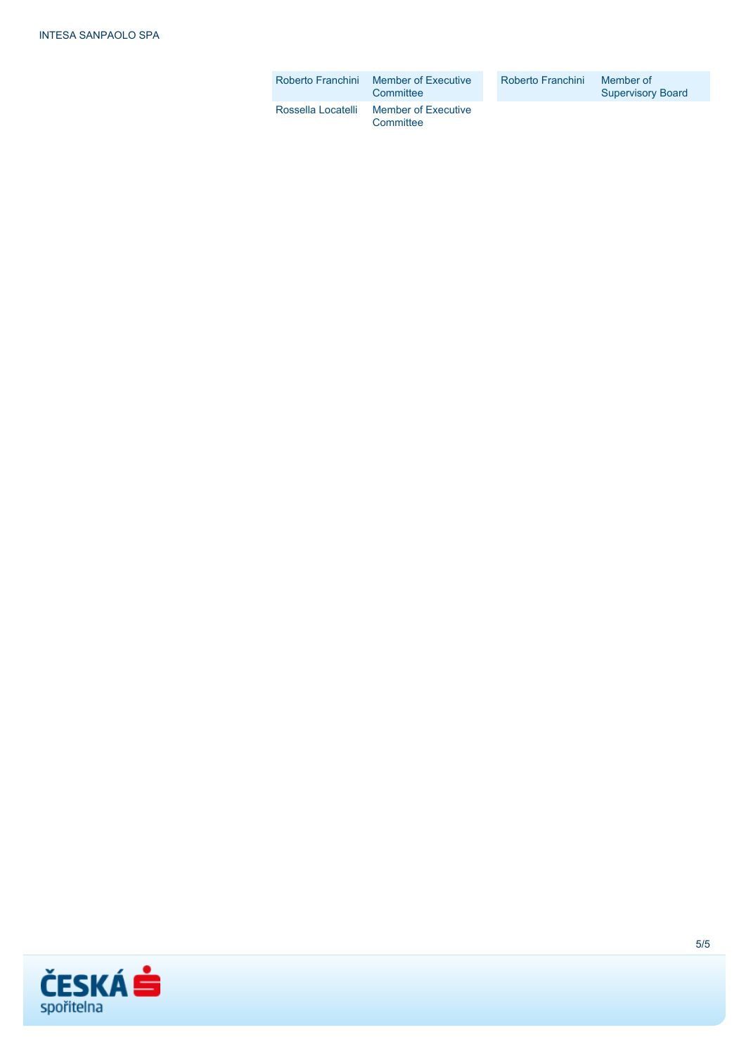| | |
|---|---|
| Roberto Franchini | Member of Executive Committee |
| Rossella Locatelli | Member of Executive Committee |

| | |
|---|---|
| Roberto Franchini | Member of Supervisory Board |